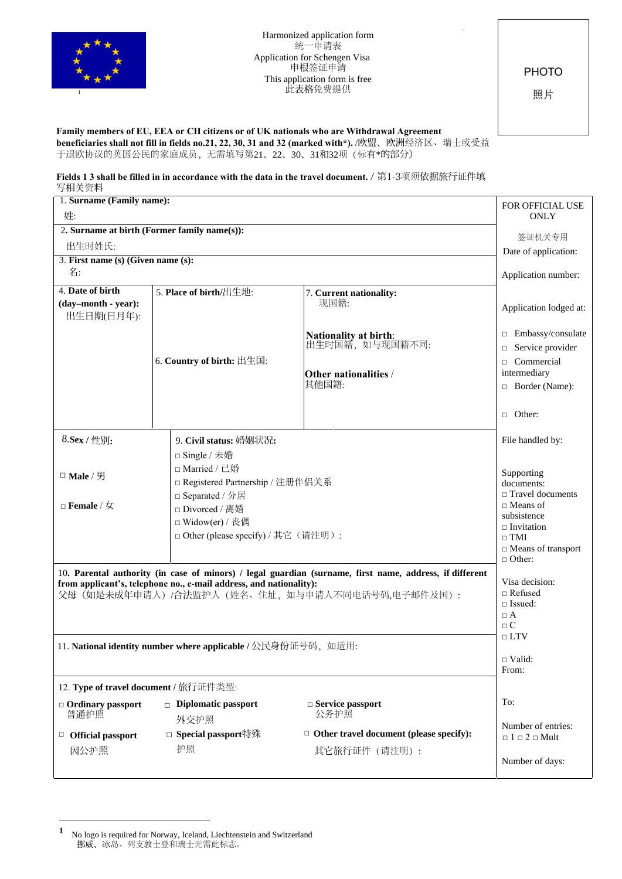Harmonized application form
统一申请表
Application for Schengen Visa
申根签证申请
This application form is free
此表格免费提供

PHOTO
照片

**Family members of EU, EEA or CH citizens or of UK nationals who are Withdrawal Agreement beneficiaries shall not fill in fields no.21, 22, 30, 31 and 32 (marked with*).** /欧盟、欧洲经济区、瑞士或受益于退欧协议的英国公民的家庭成员，无需填写第21、22、30、31和32项（标有*的部分）

**Fields 1 3 shall be filled in in accordance with the data in the travel document.** / 第1-3项须依据旅行证件填写相关资料

| | | | FOR OFFICIAL USE ONLY<br>签证机关专用 |
|---|---|---|---|
| 1. **Surname (Family name):**<br>姓: | | | Date of application: |
| 2. **Surname at birth (Former family name(s)):**<br>出生时姓氏: | | | Application number: |
| 3. **First name (s) (Given name (s):**<br>名: | | | Application lodged at:<br>□ Embassy/consulate<br>□ Service provider<br>□ Commercial intermediary<br>□ Border (Name):<br><br>□ Other: |
| 4. **Date of birth (day–month - year):**<br>出生日期(日月年): | 5. **Place of birth**/出生地:<br><br>6. **Country of birth:** 出生国: | 7. **Current nationality:**<br>现国籍:<br><br>**Nationality at birth**:<br>出生时国籍，如与现国籍不同:<br><br>**Other nationalities** /<br>其他国籍: | |
| 8.**Sex** / 性别:<br><br>□ **Male** / 男<br><br>□ **Female** / 女 | 9. **Civil status:** 婚姻状况:<br>□ Single / 未婚<br>□ Married / 已婚<br>□ Registered Partnership / 注册伴侣关系<br>□ Separated / 分居<br>□ Divorced / 离婚<br>□ Widow(er) / 丧偶<br>□ Other (please specify) / 其它（请注明）: | | File handled by:<br><br>Supporting documents:<br>□ Travel documents<br>□ Means of subsistence<br>□ Invitation<br>□ TMI<br>□ Means of transport<br>□ Other: |
| 10. **Parental authority (in case of minors) / legal guardian (surname, first name, address, if different from applicant's, telephone no., e-mail address, and nationality):**<br>父母（如是未成年申请人）/合法监护人（姓名、住址，如与申请人不同电话号码,电子邮件及国）: | | | Visa decision:<br>□ Refused<br>□ Issued:<br>□ A<br>□ C<br>□ LTV |
| 11. **National identity number where applicable /** 公民身份证号码，如适用: | | | □ Valid:<br>From: |
| 12. **Type of travel document /** 旅行证件类型:<br><br>□ **Ordinary passport** 普通护照<br>□ **Official passport** 因公护照 | □ **Diplomatic passport** 外交护照<br>□ **Special passport**特殊护照 | □ **Service passport** 公务护照<br>□ **Other travel document (please specify):** 其它旅行证件（请注明）: | To:<br><br>Number of entries:<br>□ 1 □ 2 □ Mult<br><br>Number of days: |

[1] No logo is required for Norway, Iceland, Liechtenstein and Switzerland
挪威、冰岛、列支敦士登和瑞士无需此标志。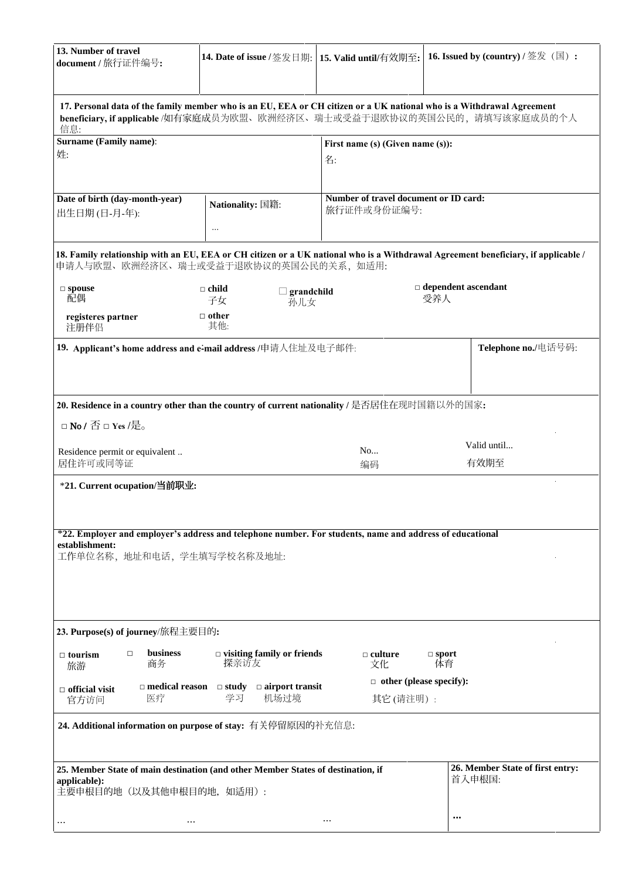| **13. Number of travel document /** 旅行证件编号**:** | **14. Date of issue /** 签发日期: | **15. Valid until/**有效期至**:** | **16. Issued by (country) /** 签发（国）**:** |
|---|---|---|---|
| | | | |

**17. Personal data of the family member who is an EU, EEA or CH citizen or a UK national who is a Withdrawal Agreement beneficiary, if applicable** /如有家庭成员为欧盟、欧洲经济区、瑞士或受益于退欧协议的英国公民的，请填写该家庭成员的个人信息:

| **Surname (Family name)**: 姓: | | **First name (s) (Given name (s)):** 名: |
|---|---|---|
| **Date of birth (day-month-year)** 出生日期 (日-月-年): | **Nationality:** 国籍: ... | **Number of travel document or ID card:** 旅行证件或身份证编号: |

**18. Family relationship with an EU, EEA or CH citizen or a UK national who is a Withdrawal Agreement beneficiary, if applicable /** 申请人与欧盟、欧洲经济区、瑞士或受益于退欧协议的英国公民的关系，如适用:

□ **spouse** 配偶　□ **child** 子女　□ **grandchild** 孙儿女　□ **dependent ascendant** 受养人

**registeres partner** 注册伴侣　□ **other** 其他:

| **19. Applicant's home address and e-mail address /**申请人住址及电子邮件: | **Telephone no./**电话号码: |
|---|---|
| | |

**20. Residence in a country other than the country of current nationality /** 是否居住在现时国籍以外的国家**:**

□ **No /** 否 □ **Yes /**是。

| Residence permit or equivalent .. 居住许可或同等证 | No... 编码 | Valid until... 有效期至 |
|---|---|---|

*__21. Current ocupation/当前职业:__

*__22. Employer and employer's address and telephone number. For students, name and address of educational establishment:__
工作单位名称，地址和电话，学生填写学校名称及地址:

**23. Purpose(s) of journey**/旅程主要目的**:**

□ **tourism** 旅游　□ **business** 商务　□ **visiting family or friends** 探亲访友　□ **culture** 文化　□ **sport** 体育

□ **official visit** 官方访问　□ **medical reason** 医疗　□ **study** 学习　□ **airport transit** 机场过境　□ **other (please specify):** 其它 (请注明）:

**24. Additional information on purpose of stay:** 有关停留原因的补充信息:

| **25. Member State of main destination (and other Member States of destination, if applicable):** 主要申根目的地（以及其他申根目的地，如适用）: | **26. Member State of first entry:** 首入申根国: |
|---|---|
| … … … | **…** |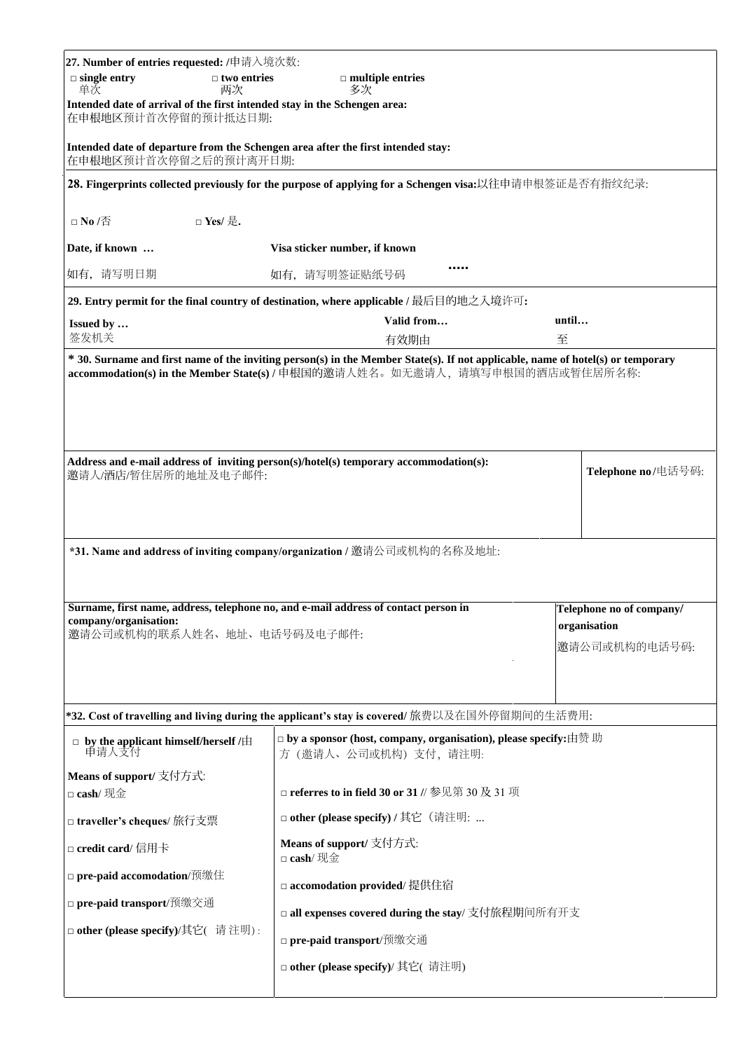**27. Number of entries requested: /**申请入境次数:

□ **single entry** 单次　　□ **two entries** 两次　　□ **multiple entries** 多次

**Intended date of arrival of the first intended stay in the Schengen area:**
在申根地区预计首次停留的预计抵达日期:

**Intended date of departure from the Schengen area after the first intended stay:**
在申根地区预计首次停留之后的预计离开日期:

---

**28. Fingerprints collected previously for the purpose of applying for a Schengen visa:**以往申请申根签证是否有指纹纪录:

□ **No** /否　　□ **Yes**/ 是.

| **Date, if known …** | **Visa sticker number, if known** |
|---|---|
| 如有，请写明日期 | 如有，请写明签证贴纸号码 ….. |

---

**29. Entry permit for the final country of destination, where applicable /** 最后目的地之入境许可**:**

| **Issued by …** | **Valid from…** | **until…** |
|---|---|---|
| 签发机关 | 有效期由 | 至 |

---

*** 30. Surname and first name of the inviting person(s) in the Member State(s). If not applicable, name of hotel(s) or temporary accommodation(s) in the Member State(s) /** 申根国的邀请人姓名。如无邀请人，请填写申根国的酒店或暂住居所名称:

| **Address and e-mail address of inviting person(s)/hotel(s) temporary accommodation(s):** 邀请人/酒店/暂住居所的地址及电子邮件: | **Telephone no /**电话号码: |
|---|---|

---

***31. Name and address of inviting company/organization /** 邀请公司或机构的名称及地址:

| **Surname, first name, address, telephone no, and e-mail address of contact person in company/organisation:** 邀请公司或机构的联系人姓名、地址、电话号码及电子邮件: | **Telephone no of company/ organisation** 邀请公司或机构的电话号码: |
|---|---|

---

***32. Cost of travelling and living during the applicant's stay is covered/** 旅费以及在国外停留期间的生活费用:

| □ **by the applicant himself/herself /**由申请人支付 | □ **by a sponsor (host, company, organisation), please specify:**由赞助方（邀请人、公司或机构）支付，请注明: |
|---|---|
| **Means of support/** 支付方式: | |
| □ **cash**/ 现金 | □ **referres to in field 30 or 31 //** 参见第 30 及 31 项 |
| □ **traveller's cheques**/ 旅行支票 | □ **other (please specify) /** 其它（请注明: ... |
| □ **credit card**/ 信用卡 | **Means of support/** 支付方式: □ **cash**/ 现金 |
| □ **pre-paid accomodation**/预缴住 | □ **accomodation provided**/ 提供住宿 |
| □ **pre-paid transport**/预缴交通 | □ **all expenses covered during the stay**/ 支付旅程期间所有开支 |
| □ **other (please specify)**/其它( 请注明) : | □ **pre-paid transport**/预缴交通 |
| | □ **other (please specify)**/ 其它( 请注明) |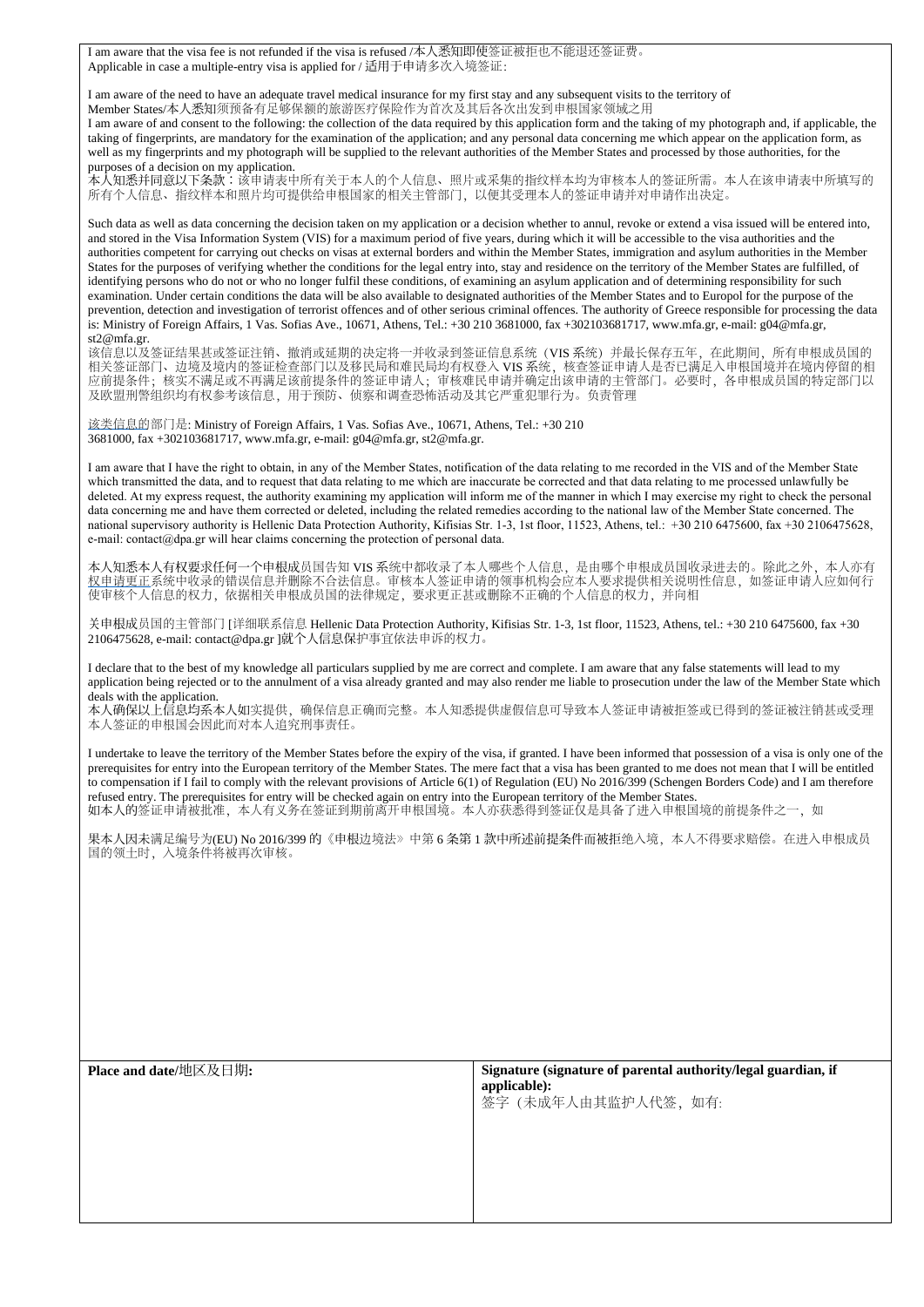I am aware that the visa fee is not refunded if the visa is refused /本人悉知即使签证被拒也不能退还签证费。
Applicable in case a multiple-entry visa is applied for / 适用于申请多次入境签证:

I am aware of the need to have an adequate travel medical insurance for my first stay and any subsequent visits to the territory of Member States/本人悉知须预备有足够保额的旅游医疗保险作为首次及其后各次出发到申根国家领域之用
I am aware of and consent to the following: the collection of the data required by this application form and the taking of my photograph and, if applicable, the taking of fingerprints, are mandatory for the examination of the application; and any personal data concerning me which appear on the application form, as well as my fingerprints and my photograph will be supplied to the relevant authorities of the Member States and processed by those authorities, for the purposes of a decision on my application.
本人知悉并同意以下条款：该申请表中所有关于本人的个人信息、照片或采集的指纹样本均为审核本人的签证所需。本人在该申请表中所填写的所有个人信息、指纹样本和照片均可提供给申根国家的相关主管部门，以便其受理本人的签证申请并对申请作出决定。

Such data as well as data concerning the decision taken on my application or a decision whether to annul, revoke or extend a visa issued will be entered into, and stored in the Visa Information System (VIS) for a maximum period of five years, during which it will be accessible to the visa authorities and the authorities competent for carrying out checks on visas at external borders and within the Member States, immigration and asylum authorities in the Member States for the purposes of verifying whether the conditions for the legal entry into, stay and residence on the territory of the Member States are fulfilled, of identifying persons who do not or who no longer fulfil these conditions, of examining an asylum application and of determining responsibility for such examination. Under certain conditions the data will be also available to designated authorities of the Member States and to Europol for the purpose of the prevention, detection and investigation of terrorist offences and of other serious criminal offences. The authority of Greece responsible for processing the data is: Ministry of Foreign Affairs, 1 Vas. Sofias Ave., 10671, Athens, Tel.: +30 210 3681000, fax +302103681717, www.mfa.gr, e-mail: g04@mfa.gr, st2@mfa.gr.
该信息以及签证结果甚或签证注销、撤消或延期的决定将一并收录到签证信息系统（VIS 系统）并最长保存五年，在此期间，所有申根成员国的相关签证部门、边境及境内的签证检查部门以及移民局和难民局均有权登入 VIS 系统，核查签证申请人是否已满足入申根国境并在境内停留的相应前提条件；核实不满足或不再满足该前提条件的签证申请人；审核难民申请并确定出该申请的主管部门。必要时，各申根成员国的特定部门以及欧盟刑警组织均有权参考该信息，用于预防、侦察和调查恐怖活动及其它严重犯罪行为。负责管理

该类信息的部门是: Ministry of Foreign Affairs, 1 Vas. Sofias Ave., 10671, Athens, Tel.: +30 210 3681000, fax +302103681717, www.mfa.gr, e-mail: g04@mfa.gr, st2@mfa.gr.

I am aware that I have the right to obtain, in any of the Member States, notification of the data relating to me recorded in the VIS and of the Member State which transmitted the data, and to request that data relating to me which are inaccurate be corrected and that data relating to me processed unlawfully be deleted. At my express request, the authority examining my application will inform me of the manner in which I may exercise my right to check the personal data concerning me and have them corrected or deleted, including the related remedies according to the national law of the Member State concerned. The national supervisory authority is Hellenic Data Protection Authority, Kifisias Str. 1-3, 1st floor, 11523, Athens, tel.: +30 210 6475600, fax +30 2106475628, e-mail: contact@dpa.gr will hear claims concerning the protection of personal data.

本人知悉本人有权要求任何一个申根成员国告知 VIS 系统中都收录了本人哪些个人信息，是由哪个申根成员国收录进去的。除此之外，本人亦有权申请更正系统中收录的错误信息并删除不合法信息。审核本人签证申请的领事机构会应本人要求提供相关说明性信息，如签证申请人应如何行使审核个人信息的权力，依据相关申根成员国的法律规定，要求更正甚或删除不正确的个人信息的权力，并向相

关申根成员国的主管部门 [详细联系信息 Hellenic Data Protection Authority, Kifisias Str. 1-3, 1st floor, 11523, Athens, tel.: +30 210 6475600, fax +30 2106475628, e-mail: contact@dpa.gr ]就个人信息保护事宜依法申诉的权力。

I declare that to the best of my knowledge all particulars supplied by me are correct and complete. I am aware that any false statements will lead to my application being rejected or to the annulment of a visa already granted and may also render me liable to prosecution under the law of the Member State which deals with the application.
本人确保以上信息均系本人如实提供，确保信息正确而完整。本人知悉提供虚假信息可导致本人签证申请被拒签或已得到的签证被注销甚或受理本人签证的申根国会因此而对本人追究刑事责任。

I undertake to leave the territory of the Member States before the expiry of the visa, if granted. I have been informed that possession of a visa is only one of the prerequisites for entry into the European territory of the Member States. The mere fact that a visa has been granted to me does not mean that I will be entitled to compensation if I fail to comply with the relevant provisions of Article 6(1) of Regulation (EU) No 2016/399 (Schengen Borders Code) and I am therefore refused entry. The prerequisites for entry will be checked again on entry into the European territory of the Member States.
如本人的签证申请被批准，本人有义务在签证到期前离开申根国境。本人亦获悉得到签证仅是具备了进入申根国境的前提条件之一，如

果本人因未满足编号为(EU) No 2016/399 的《申根边境法》中第 6 条第 1 款中所述前提条件而被拒绝入境，本人不得要求赔偿。在进入申根成员国的领土时，入境条件将被再次审核。

| | |
|---|---|
| **Place and date/**地区及日期**:** | **Signature (signature of parental authority/legal guardian, if applicable):** 签字（未成年人由其监护人代签，如有: |